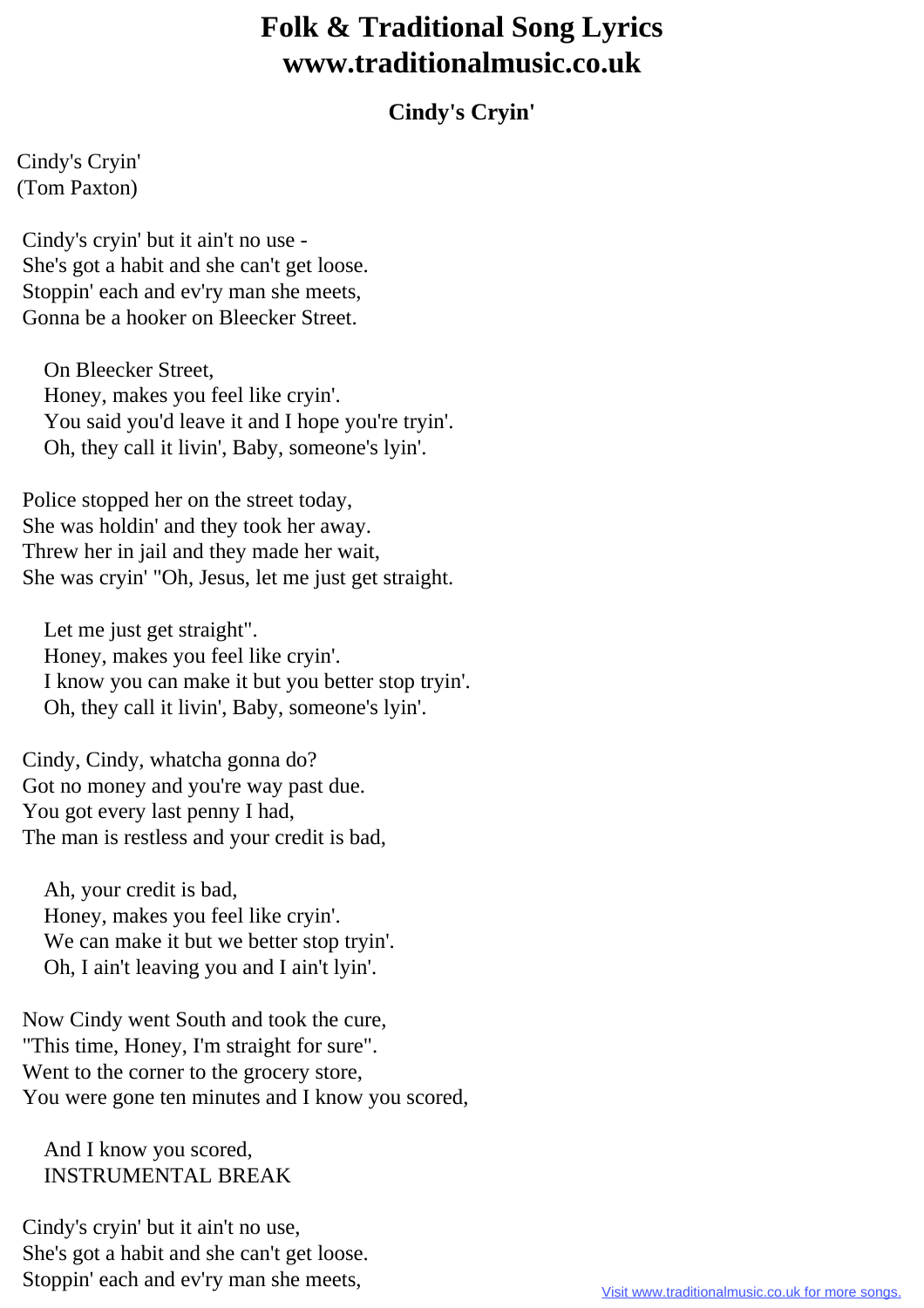# Folk & Traditional Song Lyrics
# www.traditionalmusic.co.uk

### Cindy's Cryin'

Cindy's Cryin'
(Tom Paxton)

Cindy's cryin' but it ain't no use -
She's got a habit and she can't get loose.
Stoppin' each and ev'ry man she meets,
Gonna be a hooker on Bleecker Street.

On Bleecker Street,
Honey, makes you feel like cryin'.
You said you'd leave it and I hope you're tryin'.
Oh, they call it livin', Baby, someone's lyin'.

Police stopped her on the street today,
She was holdin' and they took her away.
Threw her in jail and they made her wait,
She was cryin' "Oh, Jesus, let me just get straight.

Let me just get straight".
Honey, makes you feel like cryin'.
I know you can make it but you better stop tryin'.
Oh, they call it livin', Baby, someone's lyin'.

Cindy, Cindy, whatcha gonna do?
Got no money and you're way past due.
You got every last penny I had,
The man is restless and your credit is bad,

Ah, your credit is bad,
Honey, makes you feel like cryin'.
We can make it but we better stop tryin'.
Oh, I ain't leaving you and I ain't lyin'.

Now Cindy went South and took the cure,
"This time, Honey, I'm straight for sure".
Went to the corner to the grocery store,
You were gone ten minutes and I know you scored,

And I know you scored,
INSTRUMENTAL BREAK

Cindy's cryin' but it ain't no use,
She's got a habit and she can't get loose.
Stoppin' each and ev'ry man she meets,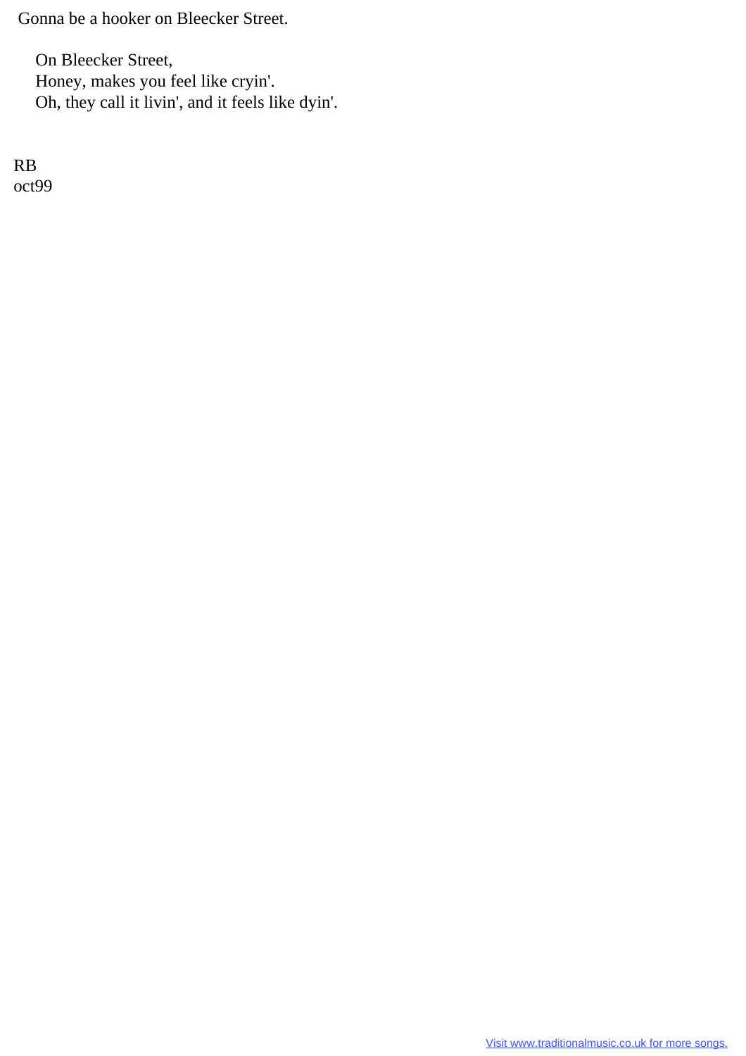Gonna be a hooker on Bleecker Street.

On Bleecker Street,
Honey, makes you feel like cryin'.
Oh, they call it livin', and it feels like dyin'.

RB
oct99